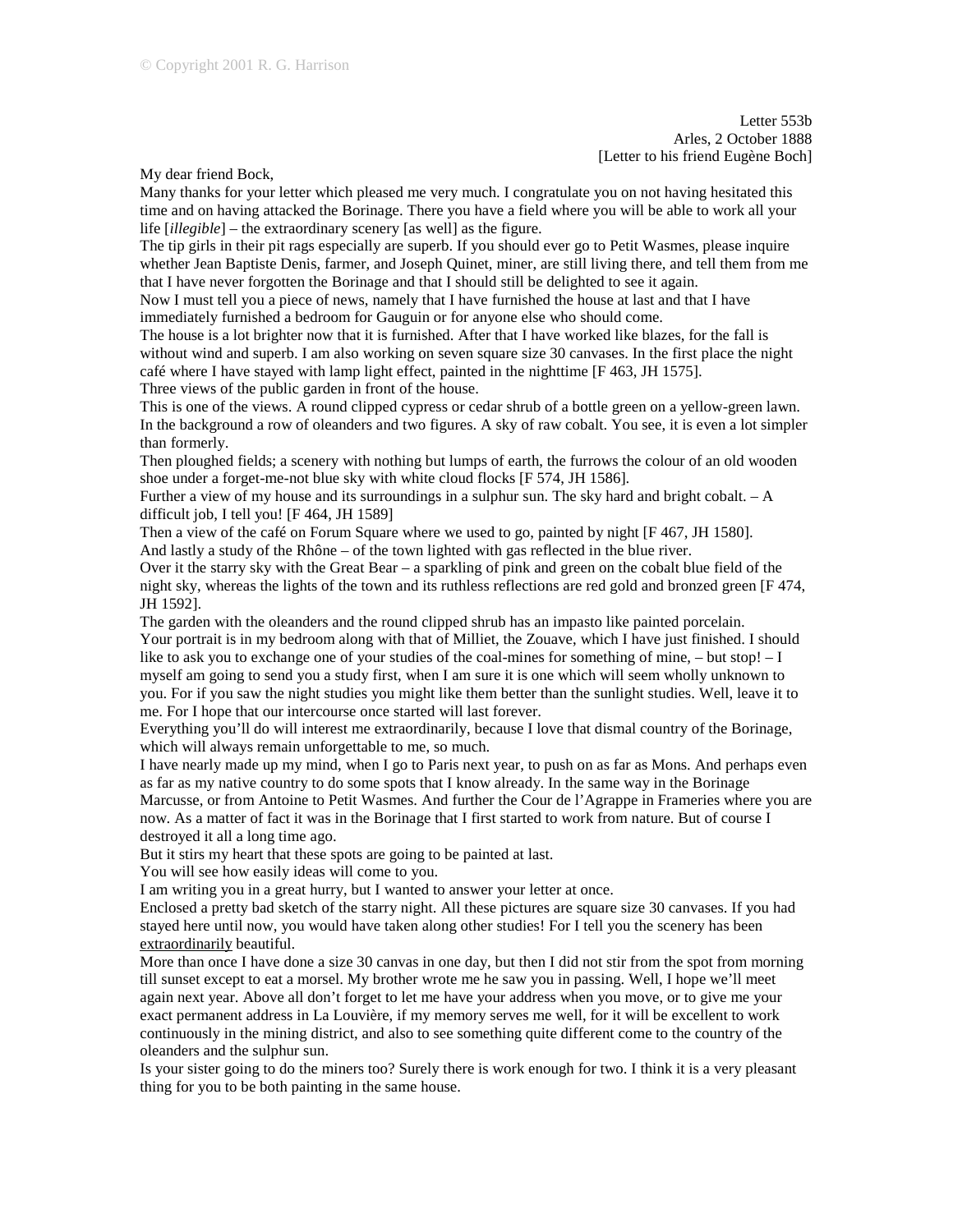© Copyright 2001 R. G. Harrison

Letter 553b
Arles, 2 October 1888
[Letter to his friend Eugène Boch]

My dear friend Bock,

Many thanks for your letter which pleased me very much. I congratulate you on not having hesitated this time and on having attacked the Borinage. There you have a field where you will be able to work all your life [*illegible*] – the extraordinary scenery [as well] as the figure.

The tip girls in their pit rags especially are superb. If you should ever go to Petit Wasmes, please inquire whether Jean Baptiste Denis, farmer, and Joseph Quinet, miner, are still living there, and tell them from me that I have never forgotten the Borinage and that I should still be delighted to see it again.

Now I must tell you a piece of news, namely that I have furnished the house at last and that I have immediately furnished a bedroom for Gauguin or for anyone else who should come.

The house is a lot brighter now that it is furnished. After that I have worked like blazes, for the fall is without wind and superb. I am also working on seven square size 30 canvases. In the first place the night café where I have stayed with lamp light effect, painted in the nighttime [F 463, JH 1575].

Three views of the public garden in front of the house.

This is one of the views. A round clipped cypress or cedar shrub of a bottle green on a yellow-green lawn. In the background a row of oleanders and two figures. A sky of raw cobalt. You see, it is even a lot simpler than formerly.

Then ploughed fields; a scenery with nothing but lumps of earth, the furrows the colour of an old wooden shoe under a forget-me-not blue sky with white cloud flocks [F 574, JH 1586].

Further a view of my house and its surroundings in a sulphur sun. The sky hard and bright cobalt. – A difficult job, I tell you! [F 464, JH 1589]

Then a view of the café on Forum Square where we used to go, painted by night [F 467, JH 1580].

And lastly a study of the Rhône – of the town lighted with gas reflected in the blue river.

Over it the starry sky with the Great Bear – a sparkling of pink and green on the cobalt blue field of the night sky, whereas the lights of the town and its ruthless reflections are red gold and bronzed green [F 474, JH 1592].

The garden with the oleanders and the round clipped shrub has an impasto like painted porcelain.

Your portrait is in my bedroom along with that of Milliet, the Zouave, which I have just finished. I should like to ask you to exchange one of your studies of the coal-mines for something of mine, – but stop! – I myself am going to send you a study first, when I am sure it is one which will seem wholly unknown to you. For if you saw the night studies you might like them better than the sunlight studies. Well, leave it to me. For I hope that our intercourse once started will last forever.

Everything you'll do will interest me extraordinarily, because I love that dismal country of the Borinage, which will always remain unforgettable to me, so much.

I have nearly made up my mind, when I go to Paris next year, to push on as far as Mons. And perhaps even as far as my native country to do some spots that I know already. In the same way in the Borinage Marcusse, or from Antoine to Petit Wasmes. And further the Cour de l'Agrappe in Frameries where you are now. As a matter of fact it was in the Borinage that I first started to work from nature. But of course I destroyed it all a long time ago.

But it stirs my heart that these spots are going to be painted at last.

You will see how easily ideas will come to you.

I am writing you in a great hurry, but I wanted to answer your letter at once.

Enclosed a pretty bad sketch of the starry night. All these pictures are square size 30 canvases. If you had stayed here until now, you would have taken along other studies! For I tell you the scenery has been <u>extraordinarily</u> beautiful.

More than once I have done a size 30 canvas in one day, but then I did not stir from the spot from morning till sunset except to eat a morsel. My brother wrote me he saw you in passing. Well, I hope we'll meet again next year. Above all don't forget to let me have your address when you move, or to give me your exact permanent address in La Louvière, if my memory serves me well, for it will be excellent to work continuously in the mining district, and also to see something quite different come to the country of the oleanders and the sulphur sun.

Is your sister going to do the miners too? Surely there is work enough for two. I think it is a very pleasant thing for you to be both painting in the same house.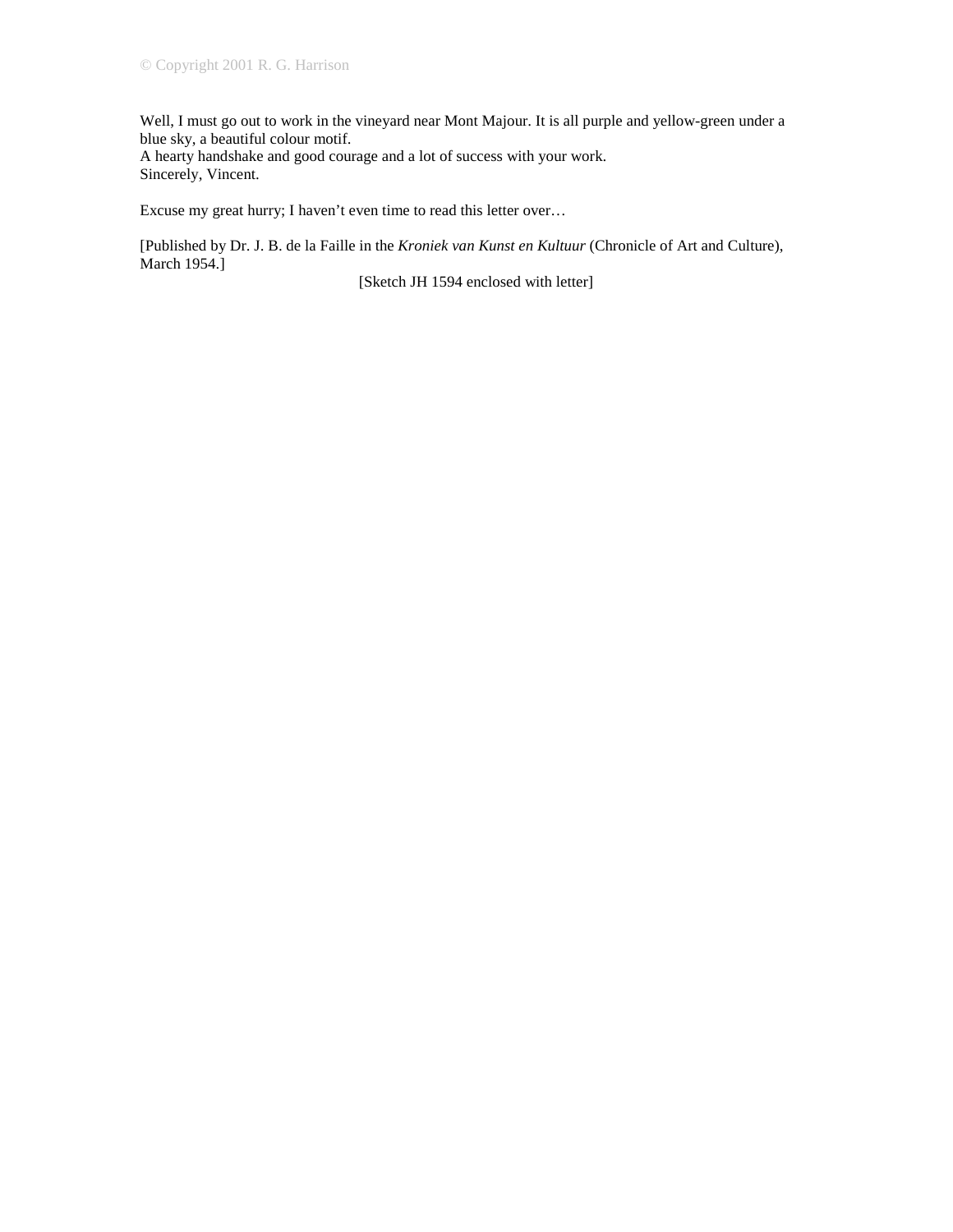Well, I must go out to work in the vineyard near Mont Majour. It is all purple and yellow-green under a blue sky, a beautiful colour motif.
A hearty handshake and good courage and a lot of success with your work.
Sincerely, Vincent.

Excuse my great hurry; I haven't even time to read this letter over…

[Published by Dr. J. B. de la Faille in the *Kroniek van Kunst en Kultuur* (Chronicle of Art and Culture), March 1954.]

[Sketch JH 1594 enclosed with letter]